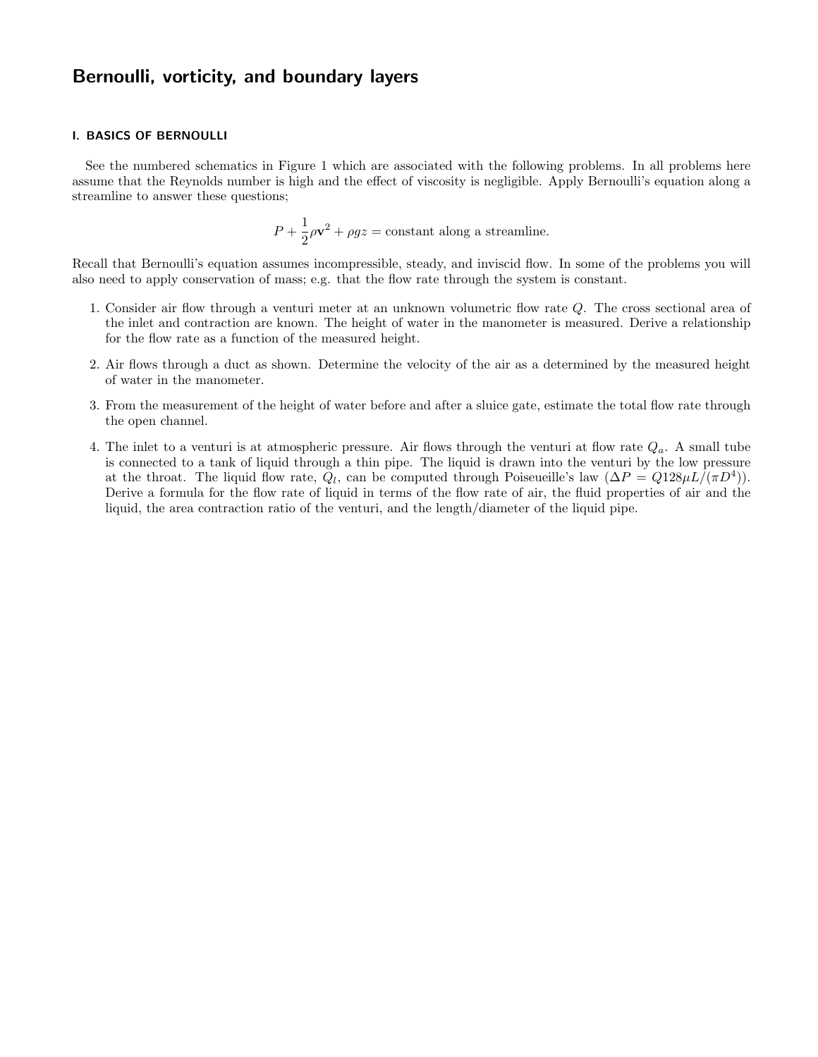# Bernoulli, vorticity, and boundary layers

## I. BASICS OF BERNOULLI

See the numbered schematics in Figure 1 which are associated with the following problems. In all problems here assume that the Reynolds number is high and the effect of viscosity is negligible. Apply Bernoulli's equation along a streamline to answer these questions;

$$P + \frac{1}{2}\rho \mathbf{v}^2 + \rho g z = \text{constant along a streamline.}$$

Recall that Bernoulli's equation assumes incompressible, steady, and inviscid flow. In some of the problems you will also need to apply conservation of mass; e.g. that the flow rate through the system is constant.

1. Consider air flow through a venturi meter at an unknown volumetric flow rate $Q$. The cross sectional area of the inlet and contraction are known. The height of water in the manometer is measured. Derive a relationship for the flow rate as a function of the measured height.
2. Air flows through a duct as shown. Determine the velocity of the air as a determined by the measured height of water in the manometer.
3. From the measurement of the height of water before and after a sluice gate, estimate the total flow rate through the open channel.
4. The inlet to a venturi is at atmospheric pressure. Air flows through the venturi at flow rate $Q_a$. A small tube is connected to a tank of liquid through a thin pipe. The liquid is drawn into the venturi by the low pressure at the throat. The liquid flow rate, $Q_l$, can be computed through Poiseueille's law ($\Delta P = Q128\mu L/(\pi D^4)$). Derive a formula for the flow rate of liquid in terms of the flow rate of air, the fluid properties of air and the liquid, the area contraction ratio of the venturi, and the length/diameter of the liquid pipe.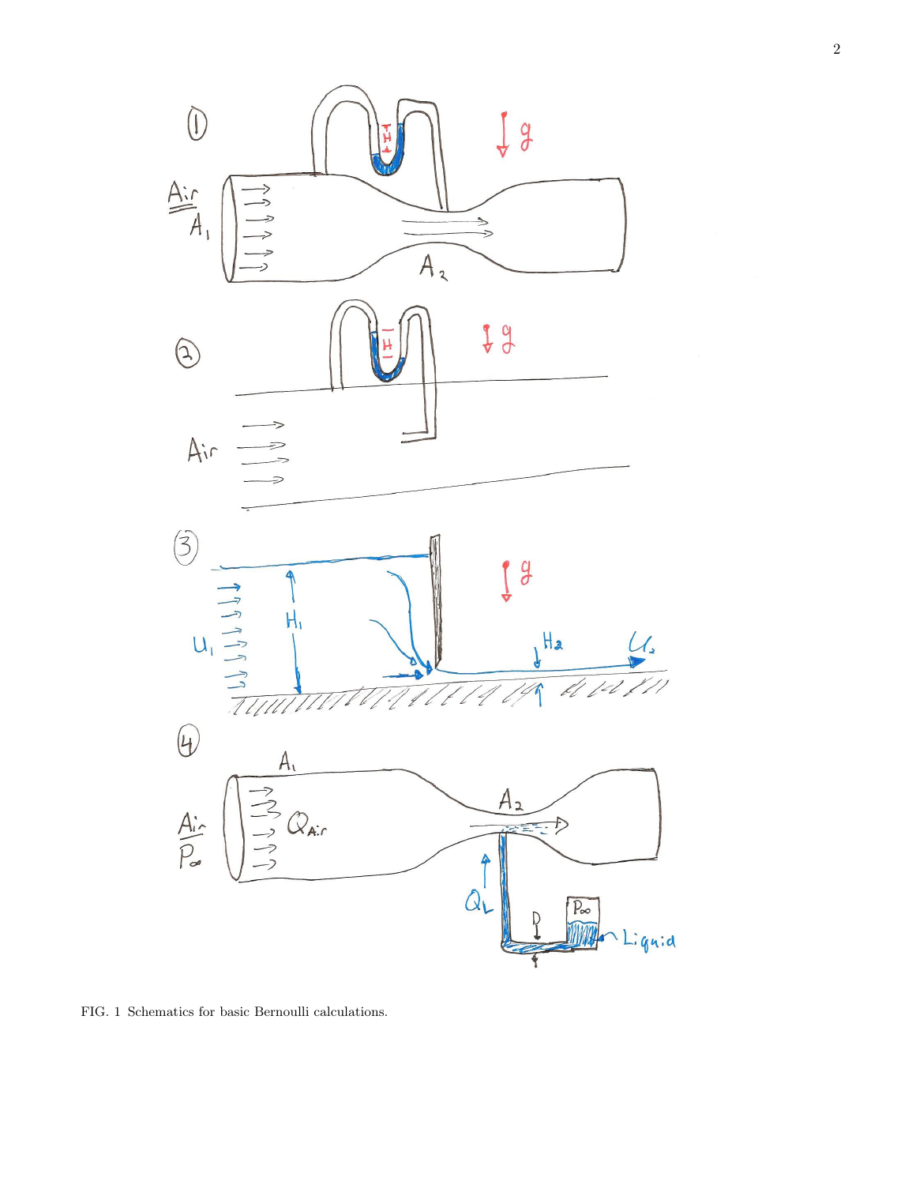FIG. 1 Schematics for basic Bernoulli calculations.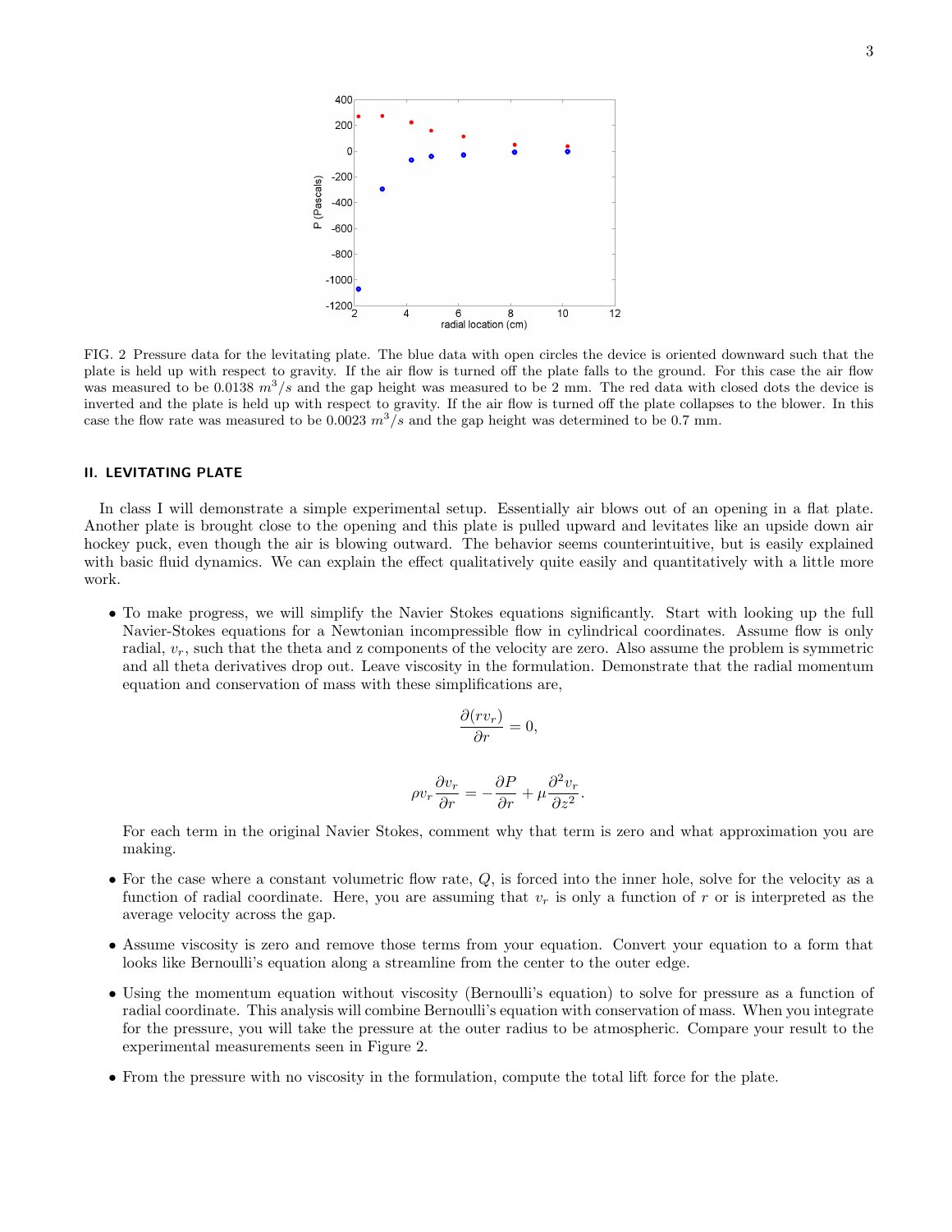FIG. 2 Pressure data for the levitating plate. The blue data with open circles the device is oriented downward such that the plate is held up with respect to gravity. If the air flow is turned off the plate falls to the ground. For this case the air flow was measured to be 0.0138 $m^3/s$ and the gap height was measured to be 2 mm. The red data with closed dots the device is inverted and the plate is held up with respect to gravity. If the air flow is turned off the plate collapses to the blower. In this case the flow rate was measured to be 0.0023 $m^3/s$ and the gap height was determined to be 0.7 mm.

## II. LEVITATING PLATE

In class I will demonstrate a simple experimental setup. Essentially air blows out of an opening in a flat plate. Another plate is brought close to the opening and this plate is pulled upward and levitates like an upside down air hockey puck, even though the air is blowing outward. The behavior seems counterintuitive, but is easily explained with basic fluid dynamics. We can explain the effect qualitatively quite easily and quantitatively with a little more work.

- To make progress, we will simplify the Navier Stokes equations significantly. Start with looking up the full Navier-Stokes equations for a Newtonian incompressible flow in cylindrical coordinates. Assume flow is only radial, $v_r$, such that the theta and z components of the velocity are zero. Also assume the problem is symmetric and all theta derivatives drop out. Leave viscosity in the formulation. Demonstrate that the radial momentum equation and conservation of mass with these simplifications are,

$$\frac{\partial (r v_r)}{\partial r} = 0,$$

$$\rho v_r \frac{\partial v_r}{\partial r} = -\frac{\partial P}{\partial r} + \mu \frac{\partial^2 v_r}{\partial z^2}.$$

  For each term in the original Navier Stokes, comment why that term is zero and what approximation you are making.

- For the case where a constant volumetric flow rate, $Q$, is forced into the inner hole, solve for the velocity as a function of radial coordinate. Here, you are assuming that $v_r$ is only a function of $r$ or is interpreted as the average velocity across the gap.

- Assume viscosity is zero and remove those terms from your equation. Convert your equation to a form that looks like Bernoulli's equation along a streamline from the center to the outer edge.

- Using the momentum equation without viscosity (Bernoulli's equation) to solve for pressure as a function of radial coordinate. This analysis will combine Bernoulli's equation with conservation of mass. When you integrate for the pressure, you will take the pressure at the outer radius to be atmospheric. Compare your result to the experimental measurements seen in Figure 2.

- From the pressure with no viscosity in the formulation, compute the total lift force for the plate.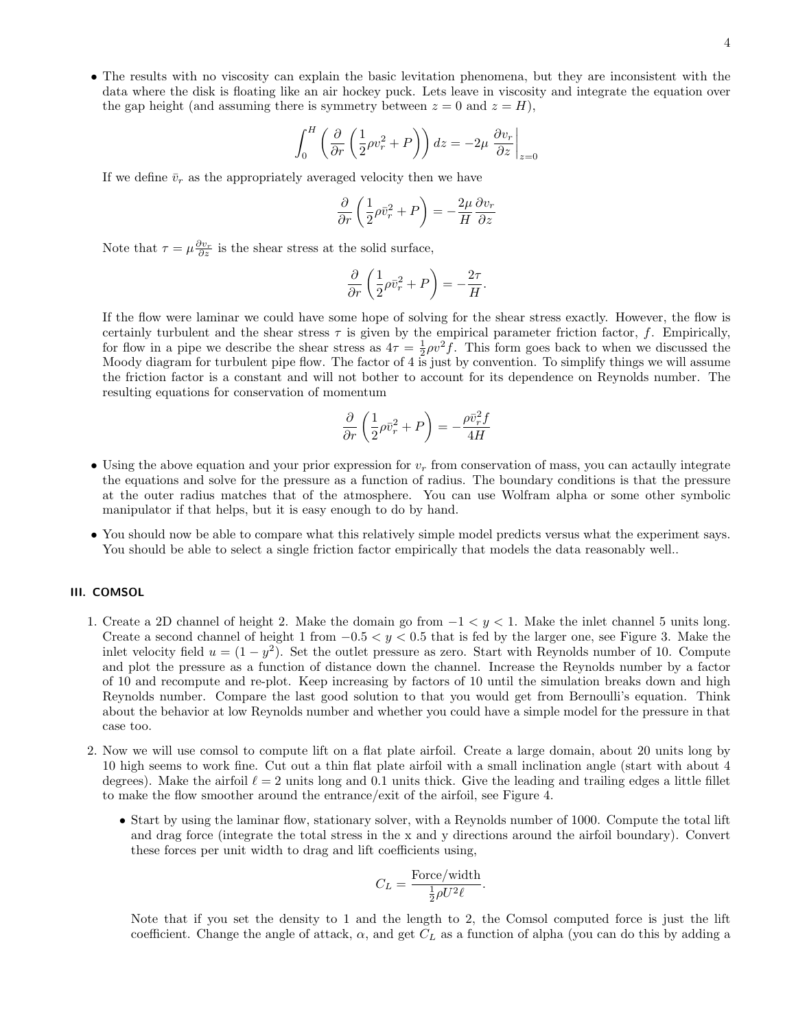- The results with no viscosity can explain the basic levitation phenomena, but they are inconsistent with the data where the disk is floating like an air hockey puck. Lets leave in viscosity and integrate the equation over the gap height (and assuming there is symmetry between $z = 0$ and $z = H$),

$$\int_0^H \left( \frac{\partial}{\partial r} \left( \frac{1}{2} \rho v_r^2 + P \right) \right) dz = -2\mu \left. \frac{\partial v_r}{\partial z} \right|_{z=0}$$

  If we define $\bar{v}_r$ as the appropriately averaged velocity then we have

$$\frac{\partial}{\partial r} \left( \frac{1}{2} \rho \bar{v}_r^2 + P \right) = -\frac{2\mu}{H} \frac{\partial v_r}{\partial z}$$

  Note that $\tau = \mu \frac{\partial v_r}{\partial z}$ is the shear stress at the solid surface,

$$\frac{\partial}{\partial r} \left( \frac{1}{2} \rho \bar{v}_r^2 + P \right) = -\frac{2\tau}{H}.$$

  If the flow were laminar we could have some hope of solving for the shear stress exactly. However, the flow is certainly turbulent and the shear stress $\tau$ is given by the empirical parameter friction factor, $f$. Empirically, for flow in a pipe we describe the shear stress as $4\tau = \frac{1}{2}\rho v^2 f$. This form goes back to when we discussed the Moody diagram for turbulent pipe flow. The factor of 4 is just by convention. To simplify things we will assume the friction factor is a constant and will not bother to account for its dependence on Reynolds number. The resulting equations for conservation of momentum

$$\frac{\partial}{\partial r} \left( \frac{1}{2} \rho \bar{v}_r^2 + P \right) = -\frac{\rho \bar{v}_r^2 f}{4H}$$

- Using the above equation and your prior expression for $v_r$ from conservation of mass, you can actaully integrate the equations and solve for the pressure as a function of radius. The boundary conditions is that the pressure at the outer radius matches that of the atmosphere. You can use Wolfram alpha or some other symbolic manipulator if that helps, but it is easy enough to do by hand.

- You should now be able to compare what this relatively simple model predicts versus what the experiment says. You should be able to select a single friction factor empirically that models the data reasonably well..

## III. COMSOL

1. Create a 2D channel of height 2. Make the domain go from $-1 < y < 1$. Make the inlet channel 5 units long. Create a second channel of height 1 from $-0.5 < y < 0.5$ that is fed by the larger one, see Figure 3. Make the inlet velocity field $u = (1 - y^2)$. Set the outlet pressure as zero. Start with Reynolds number of 10. Compute and plot the pressure as a function of distance down the channel. Increase the Reynolds number by a factor of 10 and recompute and re-plot. Keep increasing by factors of 10 until the simulation breaks down and high Reynolds number. Compare the last good solution to that you would get from Bernoulli's equation. Think about the behavior at low Reynolds number and whether you could have a simple model for the pressure in that case too.

2. Now we will use comsol to compute lift on a flat plate airfoil. Create a large domain, about 20 units long by 10 high seems to work fine. Cut out a thin flat plate airfoil with a small inclination angle (start with about 4 degrees). Make the airfoil $\ell = 2$ units long and 0.1 units thick. Give the leading and trailing edges a little fillet to make the flow smoother around the entrance/exit of the airfoil, see Figure 4.

   - Start by using the laminar flow, stationary solver, with a Reynolds number of 1000. Compute the total lift and drag force (integrate the total stress in the x and y directions around the airfoil boundary). Convert these forces per unit width to drag and lift coefficients using,

$$C_L = \frac{\text{Force/width}}{\frac{1}{2}\rho U^2 \ell}.$$

     Note that if you set the density to 1 and the length to 2, the Comsol computed force is just the lift coefficient. Change the angle of attack, $\alpha$, and get $C_L$ as a function of alpha (you can do this by adding a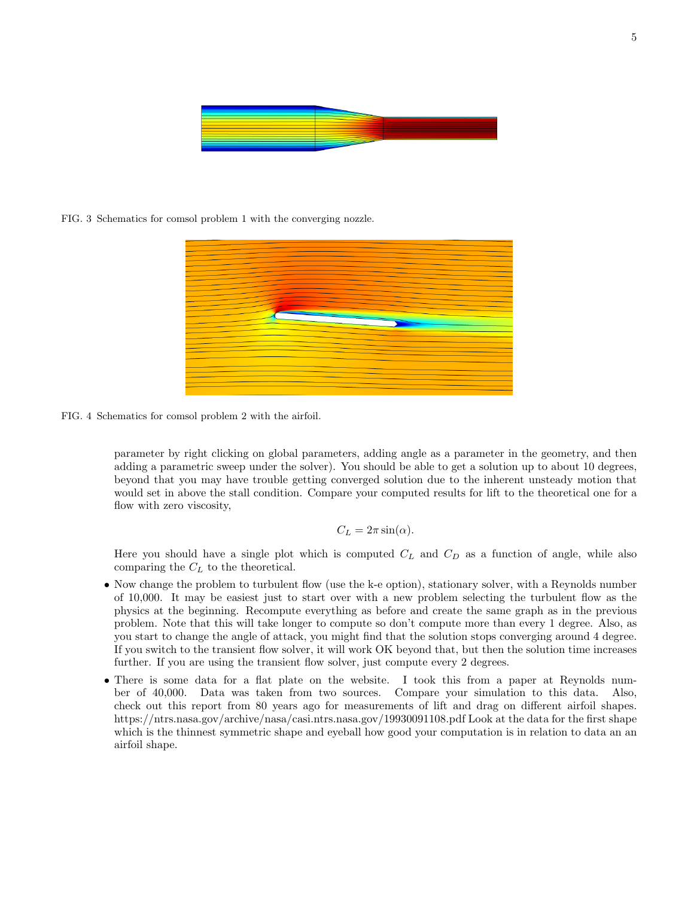FIG. 3 Schematics for comsol problem 1 with the converging nozzle.

FIG. 4 Schematics for comsol problem 2 with the airfoil.

parameter by right clicking on global parameters, adding angle as a parameter in the geometry, and then adding a parametric sweep under the solver). You should be able to get a solution up to about 10 degrees, beyond that you may have trouble getting converged solution due to the inherent unsteady motion that would set in above the stall condition. Compare your computed results for lift to the theoretical one for a flow with zero viscosity,

$$C_L = 2\pi \sin(\alpha).$$

Here you should have a single plot which is computed $C_L$ and $C_D$ as a function of angle, while also comparing the $C_L$ to the theoretical.

- Now change the problem to turbulent flow (use the k-e option), stationary solver, with a Reynolds number of 10,000. It may be easiest just to start over with a new problem selecting the turbulent flow as the physics at the beginning. Recompute everything as before and create the same graph as in the previous problem. Note that this will take longer to compute so don't compute more than every 1 degree. Also, as you start to change the angle of attack, you might find that the solution stops converging around 4 degree. If you switch to the transient flow solver, it will work OK beyond that, but then the solution time increases further. If you are using the transient flow solver, just compute every 2 degrees.

- There is some data for a flat plate on the website. I took this from a paper at Reynolds number of 40,000. Data was taken from two sources. Compare your simulation to this data. Also, check out this report from 80 years ago for measurements of lift and drag on different airfoil shapes. https://ntrs.nasa.gov/archive/nasa/casi.ntrs.nasa.gov/19930091108.pdf Look at the data for the first shape which is the thinnest symmetric shape and eyeball how good your computation is in relation to data an an airfoil shape.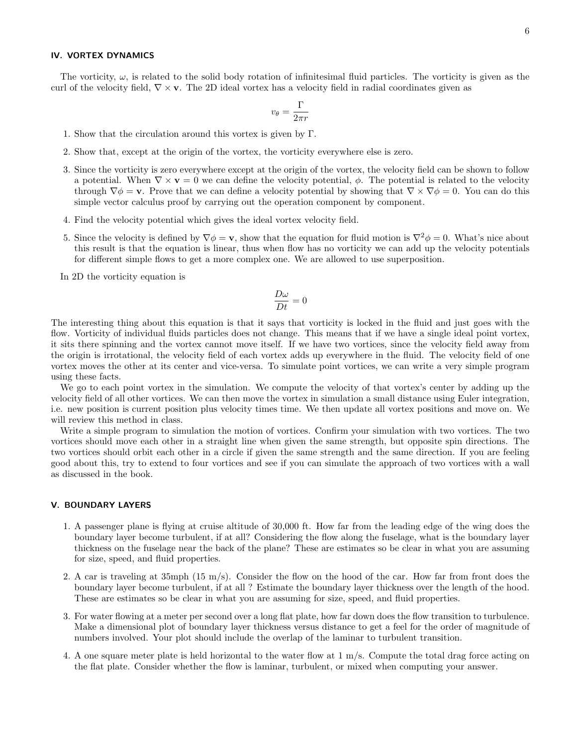## IV. VORTEX DYNAMICS

The vorticity, $\omega$, is related to the solid body rotation of infinitesimal fluid particles. The vorticity is given as the curl of the velocity field, $\nabla \times \mathbf{v}$. The 2D ideal vortex has a velocity field in radial coordinates given as

$$v_\theta = \frac{\Gamma}{2\pi r}$$

1. Show that the circulation around this vortex is given by $\Gamma$.
2. Show that, except at the origin of the vortex, the vorticity everywhere else is zero.
3. Since the vorticity is zero everywhere except at the origin of the vortex, the velocity field can be shown to follow a potential. When $\nabla \times \mathbf{v} = 0$ we can define the velocity potential, $\phi$. The potential is related to the velocity through $\nabla \phi = \mathbf{v}$. Prove that we can define a velocity potential by showing that $\nabla \times \nabla \phi = 0$. You can do this simple vector calculus proof by carrying out the operation component by component.
4. Find the velocity potential which gives the ideal vortex velocity field.
5. Since the velocity is defined by $\nabla \phi = \mathbf{v}$, show that the equation for fluid motion is $\nabla^2 \phi = 0$. What's nice about this result is that the equation is linear, thus when flow has no vorticity we can add up the velocity potentials for different simple flows to get a more complex one. We are allowed to use superposition.

In 2D the vorticity equation is

$$\frac{D\omega}{Dt} = 0$$

The interesting thing about this equation is that it says that vorticity is locked in the fluid and just goes with the flow. Vorticity of individual fluids particles does not change. This means that if we have a single ideal point vortex, it sits there spinning and the vortex cannot move itself. If we have two vortices, since the velocity field away from the origin is irrotational, the velocity field of each vortex adds up everywhere in the fluid. The velocity field of one vortex moves the other at its center and vice-versa. To simulate point vortices, we can write a very simple program using these facts.

We go to each point vortex in the simulation. We compute the velocity of that vortex's center by adding up the velocity field of all other vortices. We can then move the vortex in simulation a small distance using Euler integration, i.e. new position is current position plus velocity times time. We then update all vortex positions and move on. We will review this method in class.

Write a simple program to simulation the motion of vortices. Confirm your simulation with two vortices. The two vortices should move each other in a straight line when given the same strength, but opposite spin directions. The two vortices should orbit each other in a circle if given the same strength and the same direction. If you are feeling good about this, try to extend to four vortices and see if you can simulate the approach of two vortices with a wall as discussed in the book.

## V. BOUNDARY LAYERS

1. A passenger plane is flying at cruise altitude of 30,000 ft. How far from the leading edge of the wing does the boundary layer become turbulent, if at all? Considering the flow along the fuselage, what is the boundary layer thickness on the fuselage near the back of the plane? These are estimates so be clear in what you are assuming for size, speed, and fluid properties.
2. A car is traveling at 35mph (15 m/s). Consider the flow on the hood of the car. How far from front does the boundary layer become turbulent, if at all ? Estimate the boundary layer thickness over the length of the hood. These are estimates so be clear in what you are assuming for size, speed, and fluid properties.
3. For water flowing at a meter per second over a long flat plate, how far down does the flow transition to turbulence. Make a dimensional plot of boundary layer thickness versus distance to get a feel for the order of magnitude of numbers involved. Your plot should include the overlap of the laminar to turbulent transition.
4. A one square meter plate is held horizontal to the water flow at 1 m/s. Compute the total drag force acting on the flat plate. Consider whether the flow is laminar, turbulent, or mixed when computing your answer.